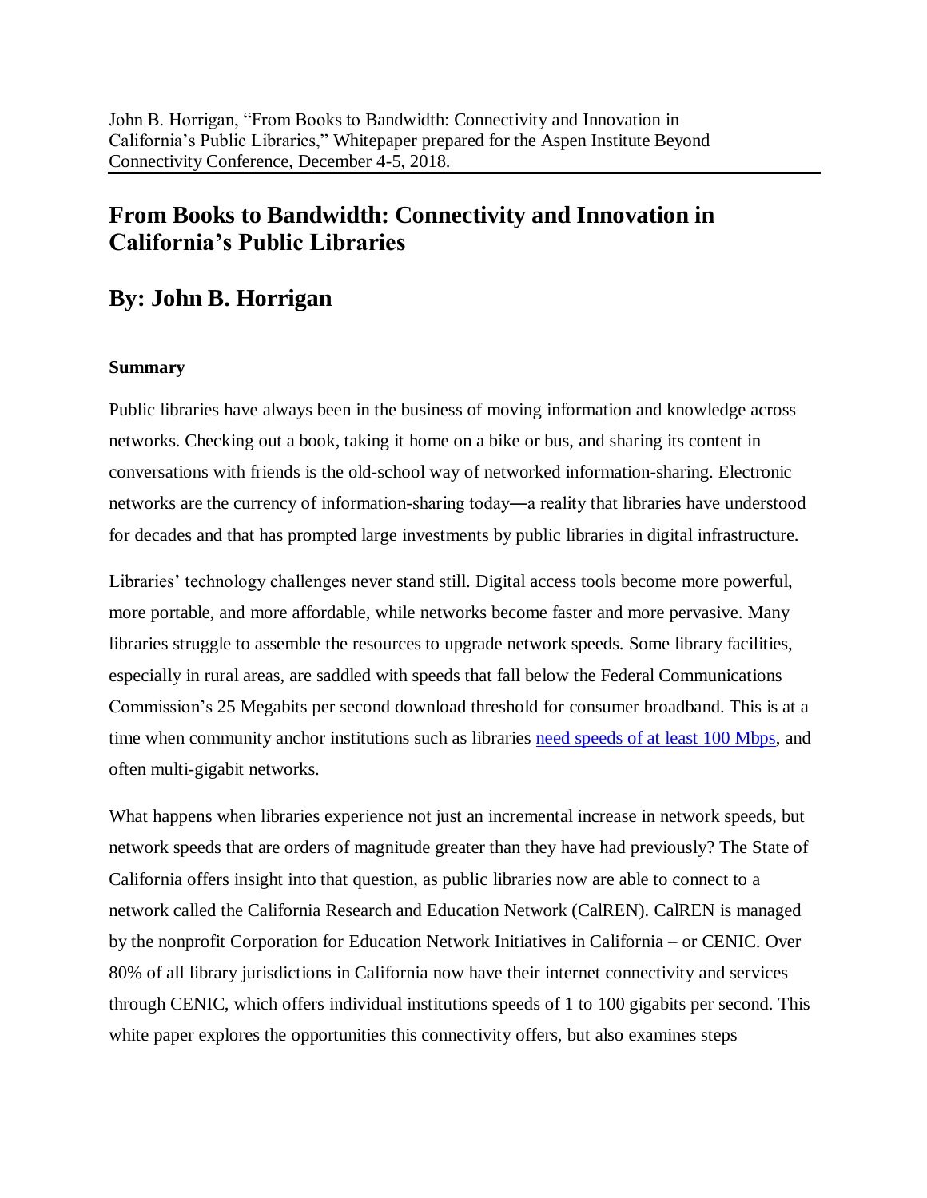John B. Horrigan, "From Books to Bandwidth: Connectivity and Innovation in California's Public Libraries," Whitepaper prepared for the Aspen Institute Beyond Connectivity Conference, December 4-5, 2018.

# From Books to Bandwidth: Connectivity and Innovation in California's Public Libraries

## By: John B. Horrigan

### Summary

Public libraries have always been in the business of moving information and knowledge across networks. Checking out a book, taking it home on a bike or bus, and sharing its content in conversations with friends is the old-school way of networked information-sharing. Electronic networks are the currency of information-sharing today—a reality that libraries have understood for decades and that has prompted large investments by public libraries in digital infrastructure.

Libraries' technology challenges never stand still. Digital access tools become more powerful, more portable, and more affordable, while networks become faster and more pervasive. Many libraries struggle to assemble the resources to upgrade network speeds. Some library facilities, especially in rural areas, are saddled with speeds that fall below the Federal Communications Commission's 25 Megabits per second download threshold for consumer broadband. This is at a time when community anchor institutions such as libraries need speeds of at least 100 Mbps, and often multi-gigabit networks.

What happens when libraries experience not just an incremental increase in network speeds, but network speeds that are orders of magnitude greater than they have had previously? The State of California offers insight into that question, as public libraries now are able to connect to a network called the California Research and Education Network (CalREN). CalREN is managed by the nonprofit Corporation for Education Network Initiatives in California – or CENIC. Over 80% of all library jurisdictions in California now have their internet connectivity and services through CENIC, which offers individual institutions speeds of 1 to 100 gigabits per second. This white paper explores the opportunities this connectivity offers, but also examines steps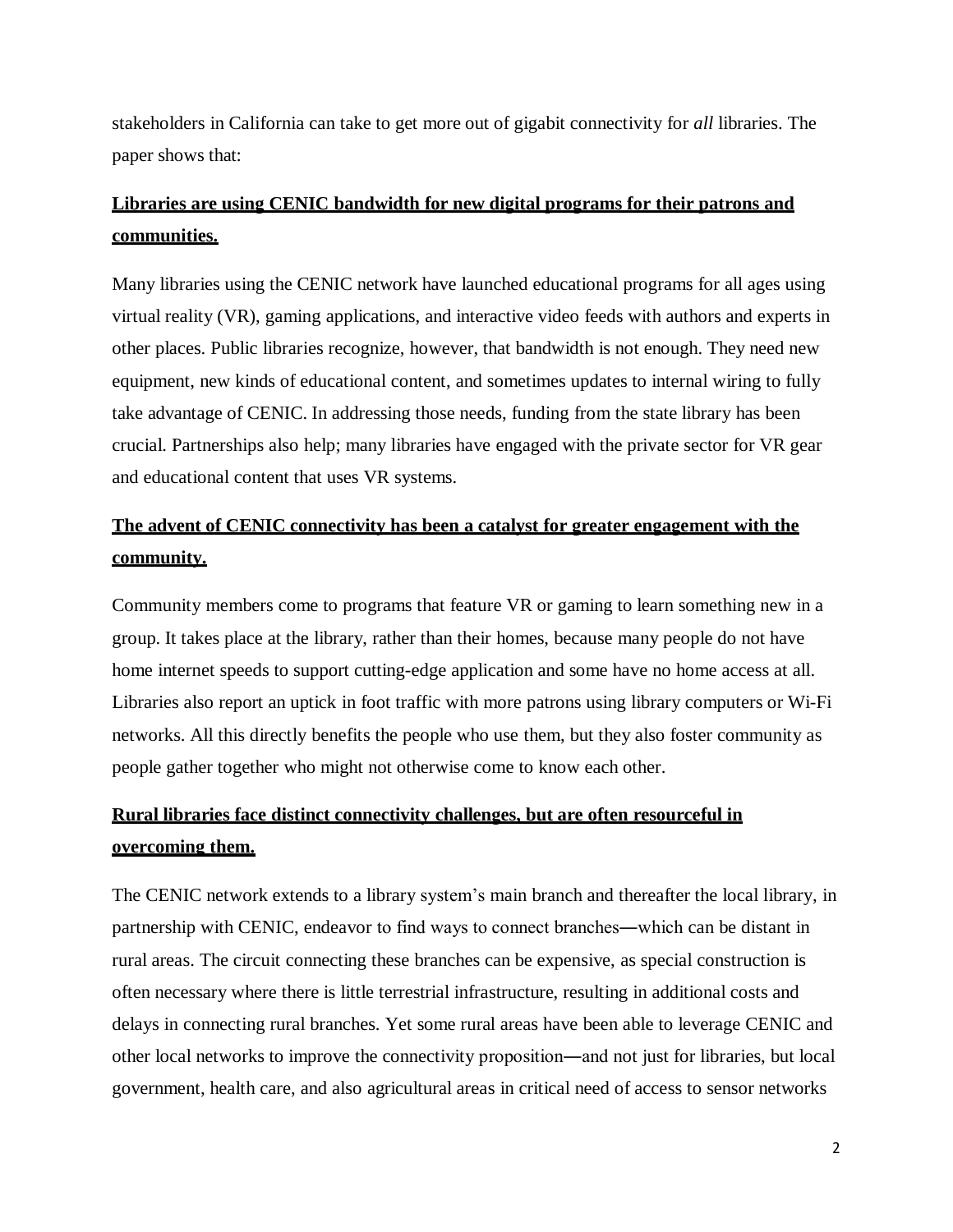stakeholders in California can take to get more out of gigabit connectivity for *all* libraries. The paper shows that:

**<u>Libraries are using CENIC bandwidth for new digital programs for their patrons and communities.</u>**

Many libraries using the CENIC network have launched educational programs for all ages using virtual reality (VR), gaming applications, and interactive video feeds with authors and experts in other places. Public libraries recognize, however, that bandwidth is not enough. They need new equipment, new kinds of educational content, and sometimes updates to internal wiring to fully take advantage of CENIC. In addressing those needs, funding from the state library has been crucial. Partnerships also help; many libraries have engaged with the private sector for VR gear and educational content that uses VR systems.

**<u>The advent of CENIC connectivity has been a catalyst for greater engagement with the community.</u>**

Community members come to programs that feature VR or gaming to learn something new in a group. It takes place at the library, rather than their homes, because many people do not have home internet speeds to support cutting-edge application and some have no home access at all. Libraries also report an uptick in foot traffic with more patrons using library computers or Wi-Fi networks. All this directly benefits the people who use them, but they also foster community as people gather together who might not otherwise come to know each other.

**<u>Rural libraries face distinct connectivity challenges, but are often resourceful in overcoming them.</u>**

The CENIC network extends to a library system's main branch and thereafter the local library, in partnership with CENIC, endeavor to find ways to connect branches—which can be distant in rural areas. The circuit connecting these branches can be expensive, as special construction is often necessary where there is little terrestrial infrastructure, resulting in additional costs and delays in connecting rural branches. Yet some rural areas have been able to leverage CENIC and other local networks to improve the connectivity proposition—and not just for libraries, but local government, health care, and also agricultural areas in critical need of access to sensor networks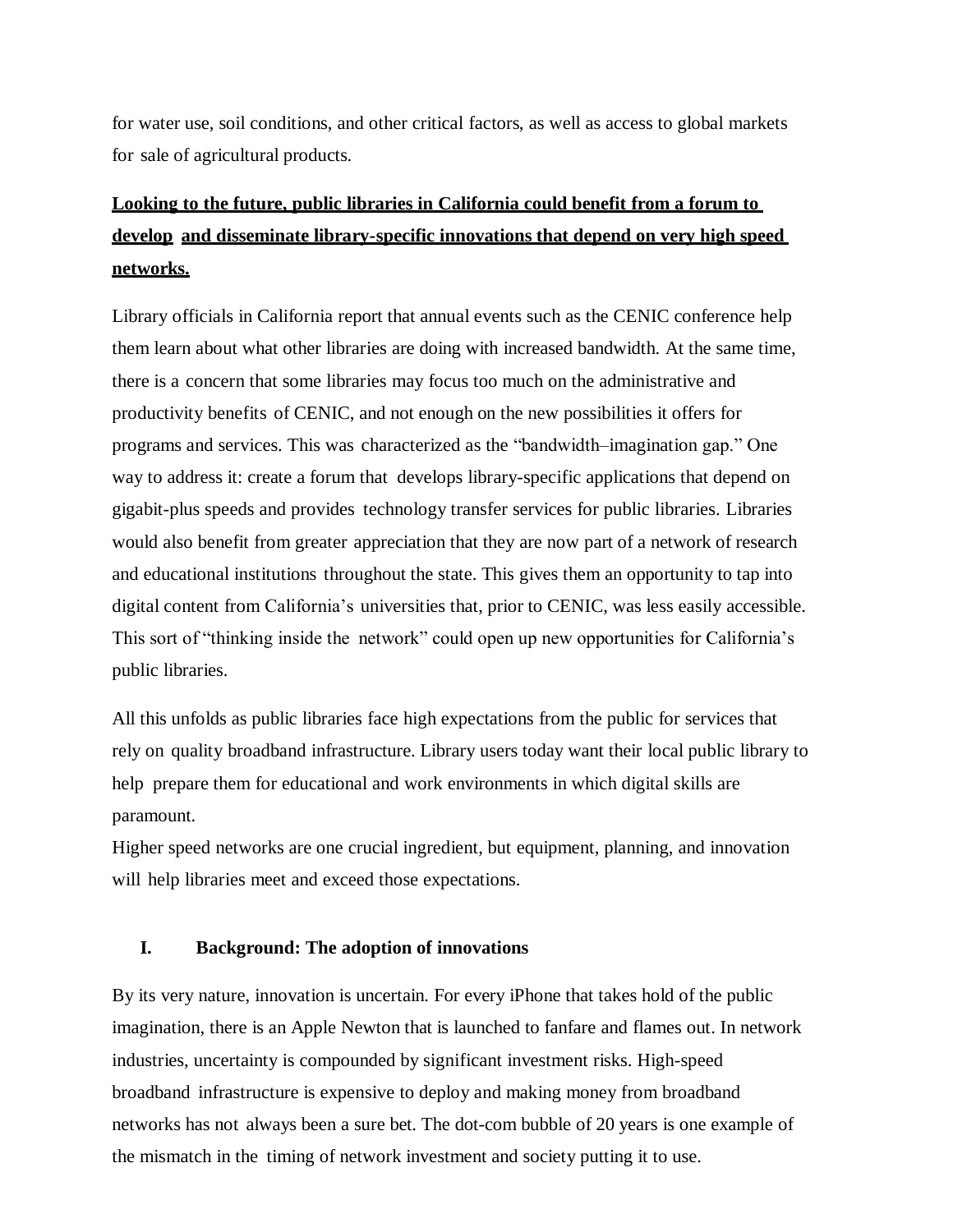for water use, soil conditions, and other critical factors, as well as access to global markets for sale of agricultural products.

**Looking to the future, public libraries in California could benefit from a forum to develop and disseminate library-specific innovations that depend on very high speed networks.**

Library officials in California report that annual events such as the CENIC conference help them learn about what other libraries are doing with increased bandwidth. At the same time, there is a concern that some libraries may focus too much on the administrative and productivity benefits of CENIC, and not enough on the new possibilities it offers for programs and services. This was characterized as the "bandwidth–imagination gap." One way to address it: create a forum that develops library-specific applications that depend on gigabit-plus speeds and provides technology transfer services for public libraries. Libraries would also benefit from greater appreciation that they are now part of a network of research and educational institutions throughout the state. This gives them an opportunity to tap into digital content from California's universities that, prior to CENIC, was less easily accessible. This sort of "thinking inside the network" could open up new opportunities for California's public libraries.

All this unfolds as public libraries face high expectations from the public for services that rely on quality broadband infrastructure. Library users today want their local public library to help prepare them for educational and work environments in which digital skills are paramount.
Higher speed networks are one crucial ingredient, but equipment, planning, and innovation will help libraries meet and exceed those expectations.

## I. Background: The adoption of innovations

By its very nature, innovation is uncertain. For every iPhone that takes hold of the public imagination, there is an Apple Newton that is launched to fanfare and flames out. In network industries, uncertainty is compounded by significant investment risks. High-speed broadband infrastructure is expensive to deploy and making money from broadband networks has not always been a sure bet. The dot-com bubble of 20 years is one example of the mismatch in the timing of network investment and society putting it to use.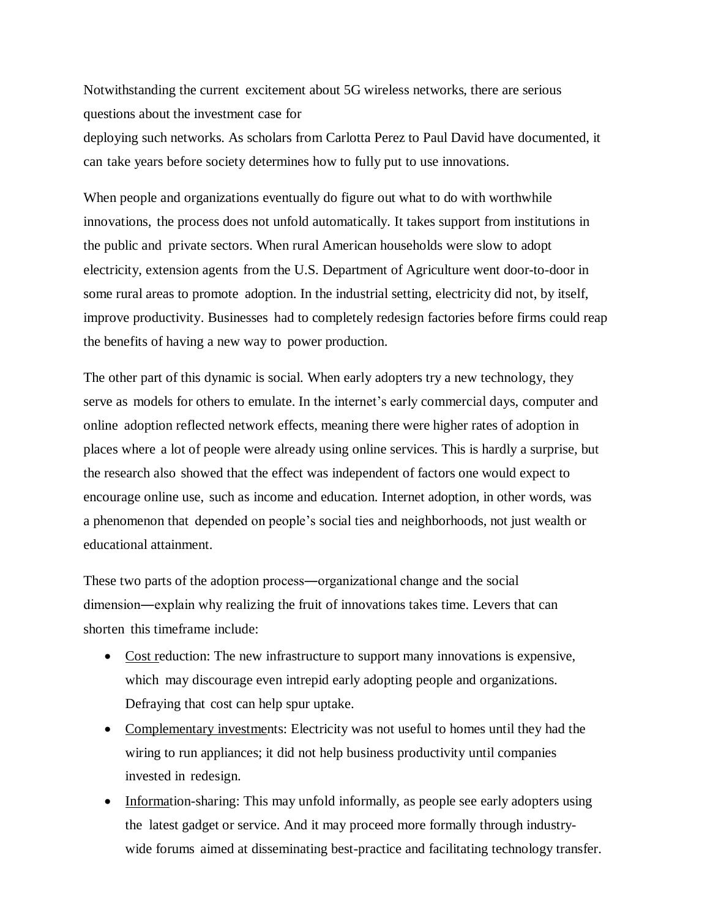Notwithstanding the current excitement about 5G wireless networks, there are serious questions about the investment case for deploying such networks. As scholars from Carlotta Perez to Paul David have documented, it can take years before society determines how to fully put to use innovations.

When people and organizations eventually do figure out what to do with worthwhile innovations, the process does not unfold automatically. It takes support from institutions in the public and private sectors. When rural American households were slow to adopt electricity, extension agents from the U.S. Department of Agriculture went door-to-door in some rural areas to promote adoption. In the industrial setting, electricity did not, by itself, improve productivity. Businesses had to completely redesign factories before firms could reap the benefits of having a new way to power production.

The other part of this dynamic is social. When early adopters try a new technology, they serve as models for others to emulate. In the internet's early commercial days, computer and online adoption reflected network effects, meaning there were higher rates of adoption in places where a lot of people were already using online services. This is hardly a surprise, but the research also showed that the effect was independent of factors one would expect to encourage online use, such as income and education. Internet adoption, in other words, was a phenomenon that depended on people's social ties and neighborhoods, not just wealth or educational attainment.

These two parts of the adoption process—organizational change and the social dimension—explain why realizing the fruit of innovations takes time. Levers that can shorten this timeframe include:

- Cost reduction: The new infrastructure to support many innovations is expensive, which may discourage even intrepid early adopting people and organizations. Defraying that cost can help spur uptake.
- Complementary investments: Electricity was not useful to homes until they had the wiring to run appliances; it did not help business productivity until companies invested in redesign.
- Information-sharing: This may unfold informally, as people see early adopters using the latest gadget or service. And it may proceed more formally through industry-wide forums aimed at disseminating best-practice and facilitating technology transfer.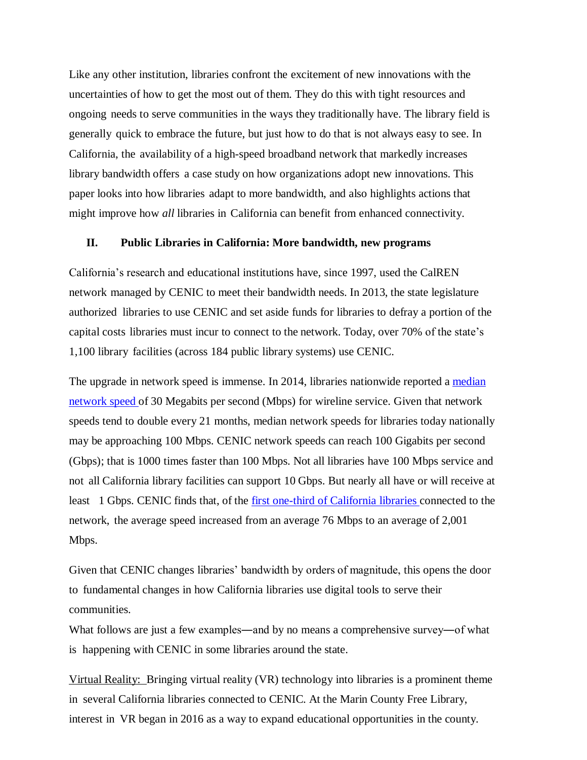Like any other institution, libraries confront the excitement of new innovations with the uncertainties of how to get the most out of them. They do this with tight resources and ongoing needs to serve communities in the ways they traditionally have. The library field is generally quick to embrace the future, but just how to do that is not always easy to see. In California, the availability of a high-speed broadband network that markedly increases library bandwidth offers a case study on how organizations adopt new innovations. This paper looks into how libraries adapt to more bandwidth, and also highlights actions that might improve how *all* libraries in California can benefit from enhanced connectivity.

## II. Public Libraries in California: More bandwidth, new programs

California's research and educational institutions have, since 1997, used the CalREN network managed by CENIC to meet their bandwidth needs. In 2013, the state legislature authorized libraries to use CENIC and set aside funds for libraries to defray a portion of the capital costs libraries must incur to connect to the network. Today, over 70% of the state's 1,100 library facilities (across 184 public library systems) use CENIC.

The upgrade in network speed is immense. In 2014, libraries nationwide reported a median network speed of 30 Megabits per second (Mbps) for wireline service. Given that network speeds tend to double every 21 months, median network speeds for libraries today nationally may be approaching 100 Mbps. CENIC network speeds can reach 100 Gigabits per second (Gbps); that is 1000 times faster than 100 Mbps. Not all libraries have 100 Mbps service and not all California library facilities can support 10 Gbps. But nearly all have or will receive at least 1 Gbps. CENIC finds that, of the first one-third of California libraries connected to the network, the average speed increased from an average 76 Mbps to an average of 2,001 Mbps.

Given that CENIC changes libraries' bandwidth by orders of magnitude, this opens the door to fundamental changes in how California libraries use digital tools to serve their communities.

What follows are just a few examples—and by no means a comprehensive survey—of what is happening with CENIC in some libraries around the state.

Virtual Reality: Bringing virtual reality (VR) technology into libraries is a prominent theme in several California libraries connected to CENIC. At the Marin County Free Library, interest in VR began in 2016 as a way to expand educational opportunities in the county.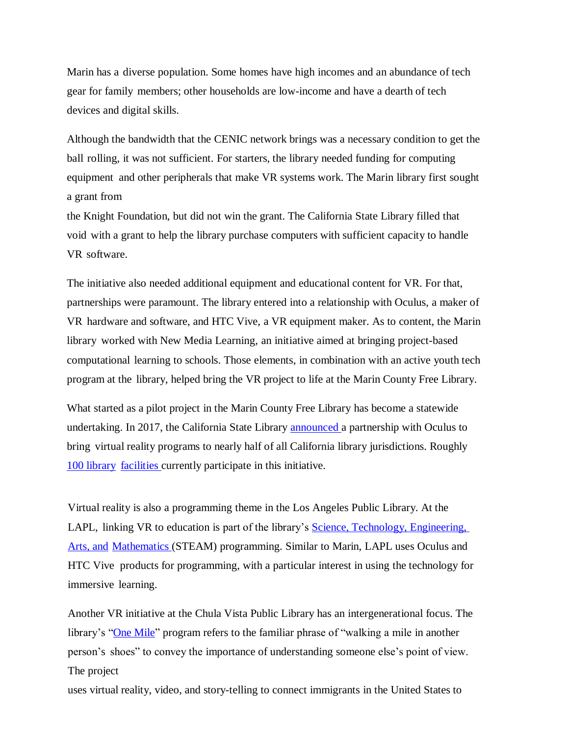Marin has a diverse population. Some homes have high incomes and an abundance of tech gear for family members; other households are low-income and have a dearth of tech devices and digital skills.

Although the bandwidth that the CENIC network brings was a necessary condition to get the ball rolling, it was not sufficient. For starters, the library needed funding for computing equipment and other peripherals that make VR systems work. The Marin library first sought a grant from the Knight Foundation, but did not win the grant. The California State Library filled that void with a grant to help the library purchase computers with sufficient capacity to handle VR software.

The initiative also needed additional equipment and educational content for VR. For that, partnerships were paramount. The library entered into a relationship with Oculus, a maker of VR hardware and software, and HTC Vive, a VR equipment maker. As to content, the Marin library worked with New Media Learning, an initiative aimed at bringing project-based computational learning to schools. Those elements, in combination with an active youth tech program at the library, helped bring the VR project to life at the Marin County Free Library.

What started as a pilot project in the Marin County Free Library has become a statewide undertaking. In 2017, the California State Library announced a partnership with Oculus to bring virtual reality programs to nearly half of all California library jurisdictions. Roughly 100 library facilities currently participate in this initiative.

Virtual reality is also a programming theme in the Los Angeles Public Library. At the LAPL, linking VR to education is part of the library's Science, Technology, Engineering, Arts, and Mathematics (STEAM) programming. Similar to Marin, LAPL uses Oculus and HTC Vive products for programming, with a particular interest in using the technology for immersive learning.

Another VR initiative at the Chula Vista Public Library has an intergenerational focus. The library's "One Mile" program refers to the familiar phrase of "walking a mile in another person's shoes" to convey the importance of understanding someone else's point of view. The project uses virtual reality, video, and story-telling to connect immigrants in the United States to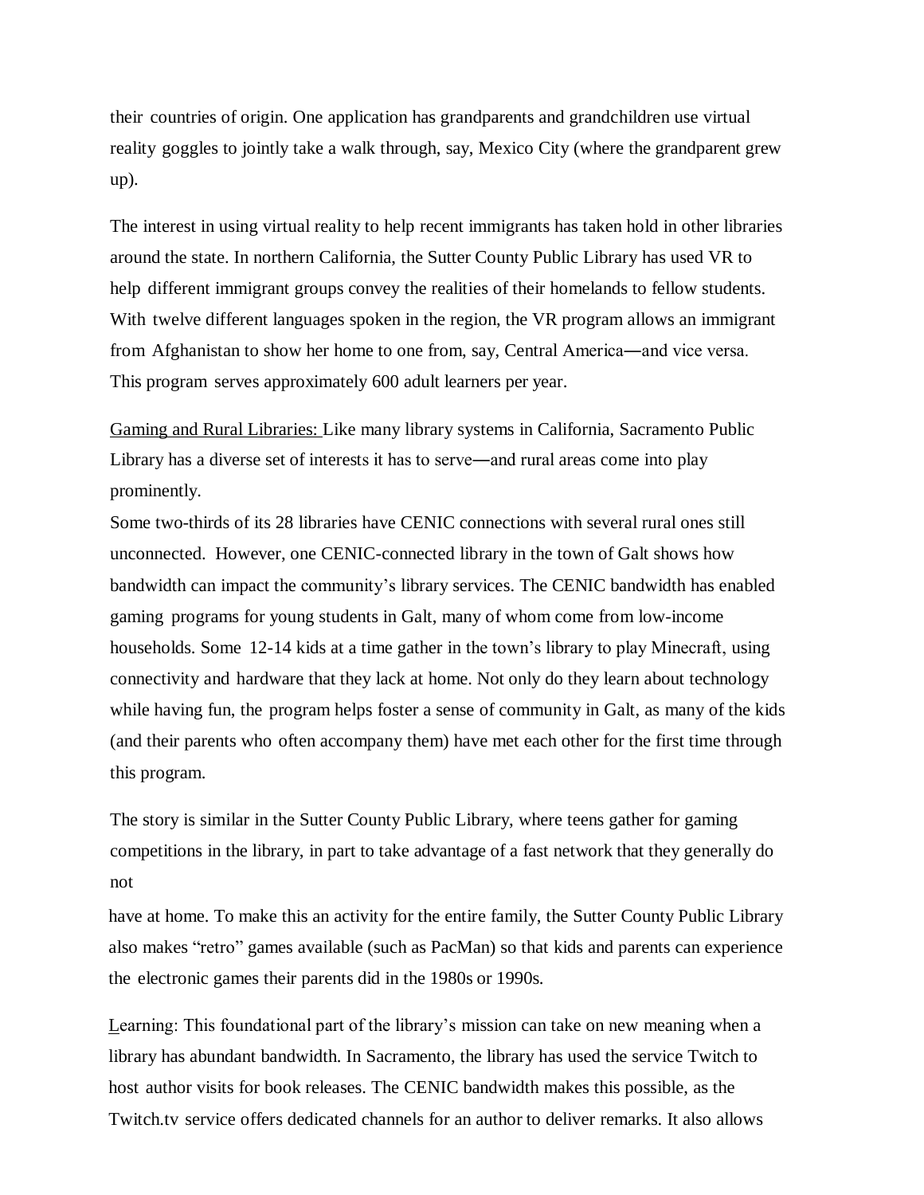their countries of origin. One application has grandparents and grandchildren use virtual reality goggles to jointly take a walk through, say, Mexico City (where the grandparent grew up).

The interest in using virtual reality to help recent immigrants has taken hold in other libraries around the state. In northern California, the Sutter County Public Library has used VR to help different immigrant groups convey the realities of their homelands to fellow students. With twelve different languages spoken in the region, the VR program allows an immigrant from Afghanistan to show her home to one from, say, Central America—and vice versa. This program serves approximately 600 adult learners per year.

Gaming and Rural Libraries: Like many library systems in California, Sacramento Public Library has a diverse set of interests it has to serve—and rural areas come into play prominently.

Some two-thirds of its 28 libraries have CENIC connections with several rural ones still unconnected. However, one CENIC-connected library in the town of Galt shows how bandwidth can impact the community's library services. The CENIC bandwidth has enabled gaming programs for young students in Galt, many of whom come from low-income households. Some 12-14 kids at a time gather in the town's library to play Minecraft, using connectivity and hardware that they lack at home. Not only do they learn about technology while having fun, the program helps foster a sense of community in Galt, as many of the kids (and their parents who often accompany them) have met each other for the first time through this program.

The story is similar in the Sutter County Public Library, where teens gather for gaming competitions in the library, in part to take advantage of a fast network that they generally do not have at home. To make this an activity for the entire family, the Sutter County Public Library also makes "retro" games available (such as PacMan) so that kids and parents can experience the electronic games their parents did in the 1980s or 1990s.

Learning: This foundational part of the library's mission can take on new meaning when a library has abundant bandwidth. In Sacramento, the library has used the service Twitch to host author visits for book releases. The CENIC bandwidth makes this possible, as the Twitch.tv service offers dedicated channels for an author to deliver remarks. It also allows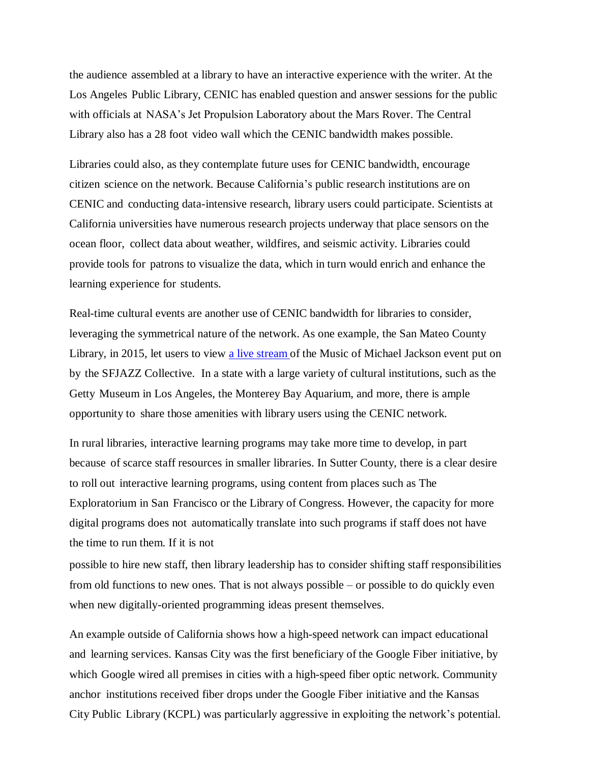the audience assembled at a library to have an interactive experience with the writer. At the Los Angeles Public Library, CENIC has enabled question and answer sessions for the public with officials at NASA's Jet Propulsion Laboratory about the Mars Rover. The Central Library also has a 28 foot video wall which the CENIC bandwidth makes possible.

Libraries could also, as they contemplate future uses for CENIC bandwidth, encourage citizen science on the network. Because California's public research institutions are on CENIC and conducting data-intensive research, library users could participate. Scientists at California universities have numerous research projects underway that place sensors on the ocean floor, collect data about weather, wildfires, and seismic activity. Libraries could provide tools for patrons to visualize the data, which in turn would enrich and enhance the learning experience for students.

Real-time cultural events are another use of CENIC bandwidth for libraries to consider, leveraging the symmetrical nature of the network. As one example, the San Mateo County Library, in 2015, let users to view [a live stream](#) of the Music of Michael Jackson event put on by the SFJAZZ Collective. In a state with a large variety of cultural institutions, such as the Getty Museum in Los Angeles, the Monterey Bay Aquarium, and more, there is ample opportunity to share those amenities with library users using the CENIC network.

In rural libraries, interactive learning programs may take more time to develop, in part because of scarce staff resources in smaller libraries. In Sutter County, there is a clear desire to roll out interactive learning programs, using content from places such as The Exploratorium in San Francisco or the Library of Congress. However, the capacity for more digital programs does not automatically translate into such programs if staff does not have the time to run them. If it is not possible to hire new staff, then library leadership has to consider shifting staff responsibilities from old functions to new ones. That is not always possible – or possible to do quickly even when new digitally-oriented programming ideas present themselves.

An example outside of California shows how a high-speed network can impact educational and learning services. Kansas City was the first beneficiary of the Google Fiber initiative, by which Google wired all premises in cities with a high-speed fiber optic network. Community anchor institutions received fiber drops under the Google Fiber initiative and the Kansas City Public Library (KCPL) was particularly aggressive in exploiting the network's potential.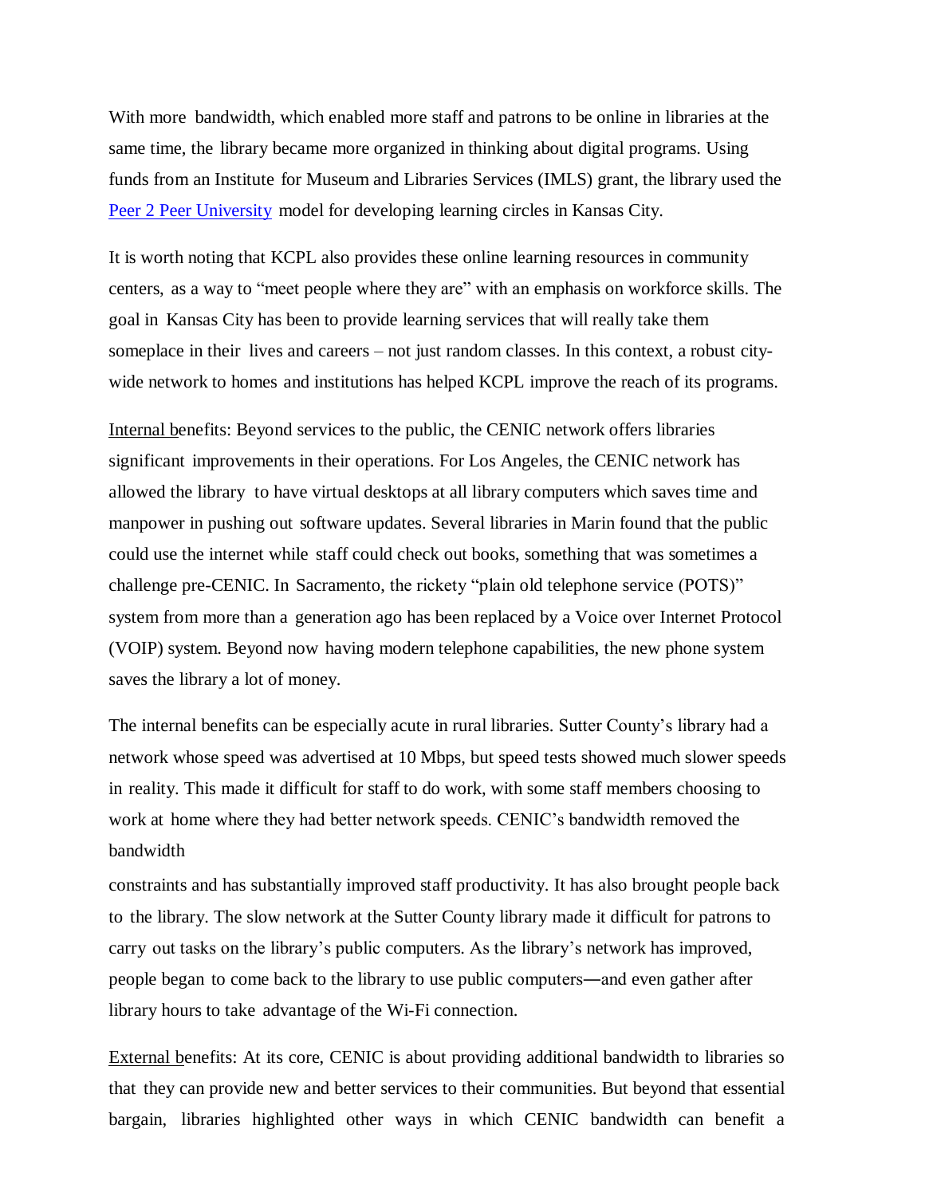With more bandwidth, which enabled more staff and patrons to be online in libraries at the same time, the library became more organized in thinking about digital programs. Using funds from an Institute for Museum and Libraries Services (IMLS) grant, the library used the Peer 2 Peer University model for developing learning circles in Kansas City.

It is worth noting that KCPL also provides these online learning resources in community centers, as a way to "meet people where they are" with an emphasis on workforce skills. The goal in Kansas City has been to provide learning services that will really take them someplace in their lives and careers – not just random classes. In this context, a robust city-wide network to homes and institutions has helped KCPL improve the reach of its programs.

Internal benefits: Beyond services to the public, the CENIC network offers libraries significant improvements in their operations. For Los Angeles, the CENIC network has allowed the library to have virtual desktops at all library computers which saves time and manpower in pushing out software updates. Several libraries in Marin found that the public could use the internet while staff could check out books, something that was sometimes a challenge pre-CENIC. In Sacramento, the rickety "plain old telephone service (POTS)" system from more than a generation ago has been replaced by a Voice over Internet Protocol (VOIP) system. Beyond now having modern telephone capabilities, the new phone system saves the library a lot of money.

The internal benefits can be especially acute in rural libraries. Sutter County's library had a network whose speed was advertised at 10 Mbps, but speed tests showed much slower speeds in reality. This made it difficult for staff to do work, with some staff members choosing to work at home where they had better network speeds. CENIC's bandwidth removed the bandwidth constraints and has substantially improved staff productivity. It has also brought people back to the library. The slow network at the Sutter County library made it difficult for patrons to carry out tasks on the library's public computers. As the library's network has improved, people began to come back to the library to use public computers—and even gather after library hours to take advantage of the Wi-Fi connection.

External benefits: At its core, CENIC is about providing additional bandwidth to libraries so that they can provide new and better services to their communities. But beyond that essential bargain, libraries highlighted other ways in which CENIC bandwidth can benefit a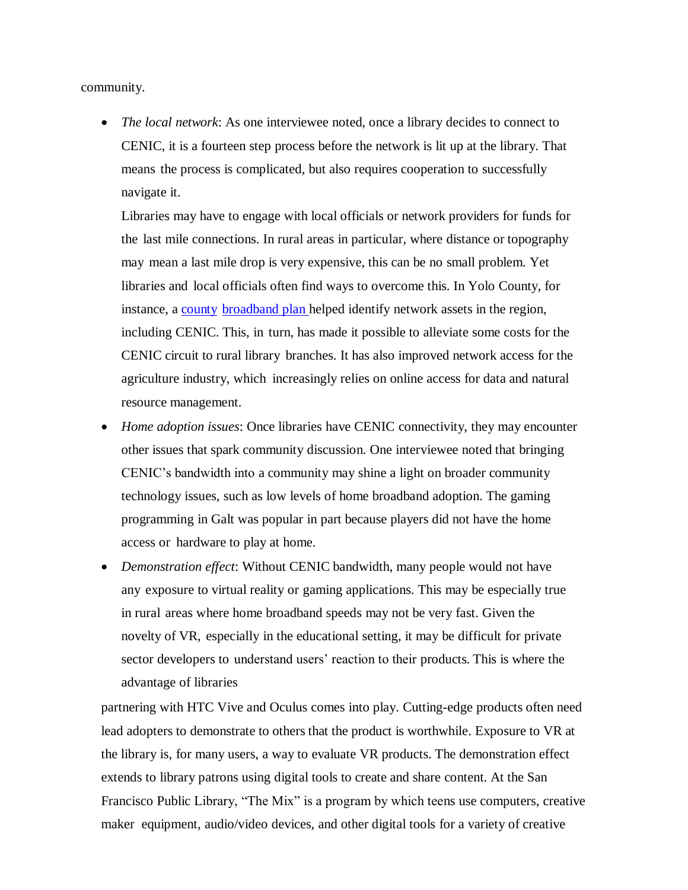community.

- *The local network*: As one interviewee noted, once a library decides to connect to CENIC, it is a fourteen step process before the network is lit up at the library. That means the process is complicated, but also requires cooperation to successfully navigate it.

  Libraries may have to engage with local officials or network providers for funds for the last mile connections. In rural areas in particular, where distance or topography may mean a last mile drop is very expensive, this can be no small problem. Yet libraries and local officials often find ways to overcome this. In Yolo County, for instance, a county broadband plan helped identify network assets in the region, including CENIC. This, in turn, has made it possible to alleviate some costs for the CENIC circuit to rural library branches. It has also improved network access for the agriculture industry, which increasingly relies on online access for data and natural resource management.
- *Home adoption issues*: Once libraries have CENIC connectivity, they may encounter other issues that spark community discussion. One interviewee noted that bringing CENIC's bandwidth into a community may shine a light on broader community technology issues, such as low levels of home broadband adoption. The gaming programming in Galt was popular in part because players did not have the home access or hardware to play at home.
- *Demonstration effect*: Without CENIC bandwidth, many people would not have any exposure to virtual reality or gaming applications. This may be especially true in rural areas where home broadband speeds may not be very fast. Given the novelty of VR, especially in the educational setting, it may be difficult for private sector developers to understand users' reaction to their products. This is where the advantage of libraries partnering with HTC Vive and Oculus comes into play. Cutting-edge products often need lead adopters to demonstrate to others that the product is worthwhile. Exposure to VR at the library is, for many users, a way to evaluate VR products. The demonstration effect extends to library patrons using digital tools to create and share content. At the San Francisco Public Library, "The Mix" is a program by which teens use computers, creative maker equipment, audio/video devices, and other digital tools for a variety of creative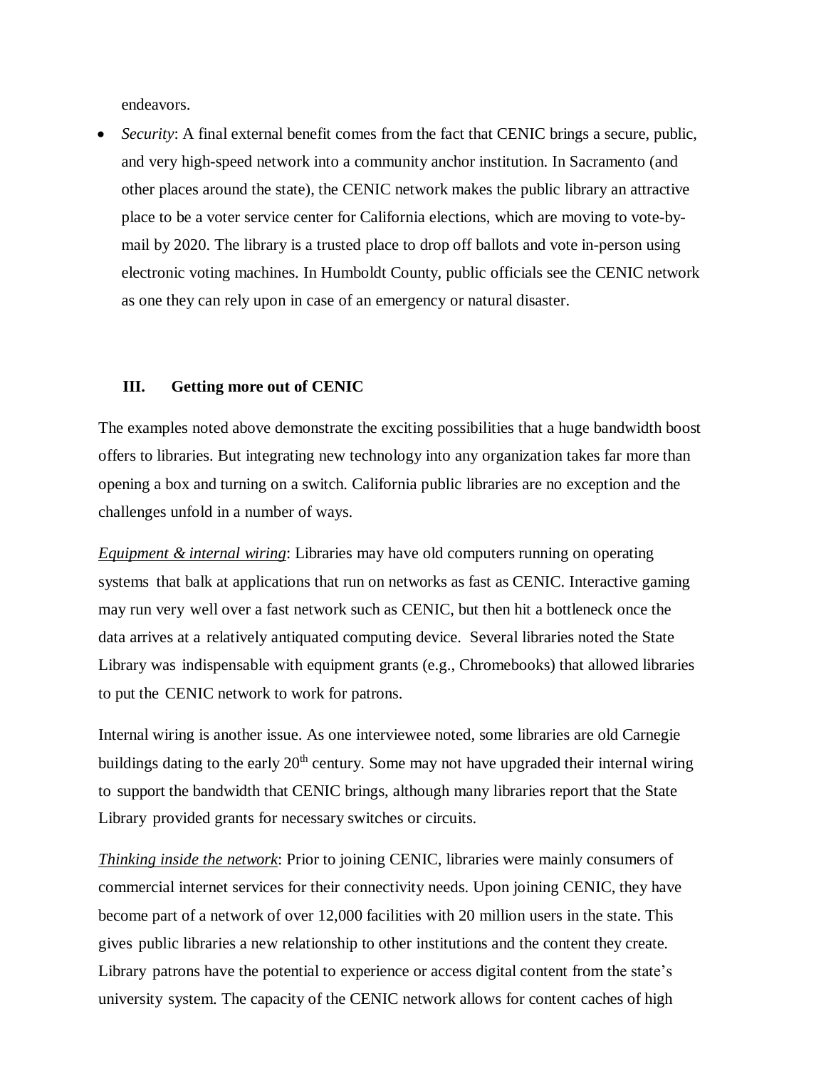endeavors.

- *Security*: A final external benefit comes from the fact that CENIC brings a secure, public, and very high-speed network into a community anchor institution. In Sacramento (and other places around the state), the CENIC network makes the public library an attractive place to be a voter service center for California elections, which are moving to vote-by-mail by 2020. The library is a trusted place to drop off ballots and vote in-person using electronic voting machines. In Humboldt County, public officials see the CENIC network as one they can rely upon in case of an emergency or natural disaster.

## III. Getting more out of CENIC

The examples noted above demonstrate the exciting possibilities that a huge bandwidth boost offers to libraries. But integrating new technology into any organization takes far more than opening a box and turning on a switch. California public libraries are no exception and the challenges unfold in a number of ways.

*Equipment & internal wiring*: Libraries may have old computers running on operating systems that balk at applications that run on networks as fast as CENIC. Interactive gaming may run very well over a fast network such as CENIC, but then hit a bottleneck once the data arrives at a relatively antiquated computing device. Several libraries noted the State Library was indispensable with equipment grants (e.g., Chromebooks) that allowed libraries to put the CENIC network to work for patrons.

Internal wiring is another issue. As one interviewee noted, some libraries are old Carnegie buildings dating to the early 20th century. Some may not have upgraded their internal wiring to support the bandwidth that CENIC brings, although many libraries report that the State Library provided grants for necessary switches or circuits.

*Thinking inside the network*: Prior to joining CENIC, libraries were mainly consumers of commercial internet services for their connectivity needs. Upon joining CENIC, they have become part of a network of over 12,000 facilities with 20 million users in the state. This gives public libraries a new relationship to other institutions and the content they create. Library patrons have the potential to experience or access digital content from the state's university system. The capacity of the CENIC network allows for content caches of high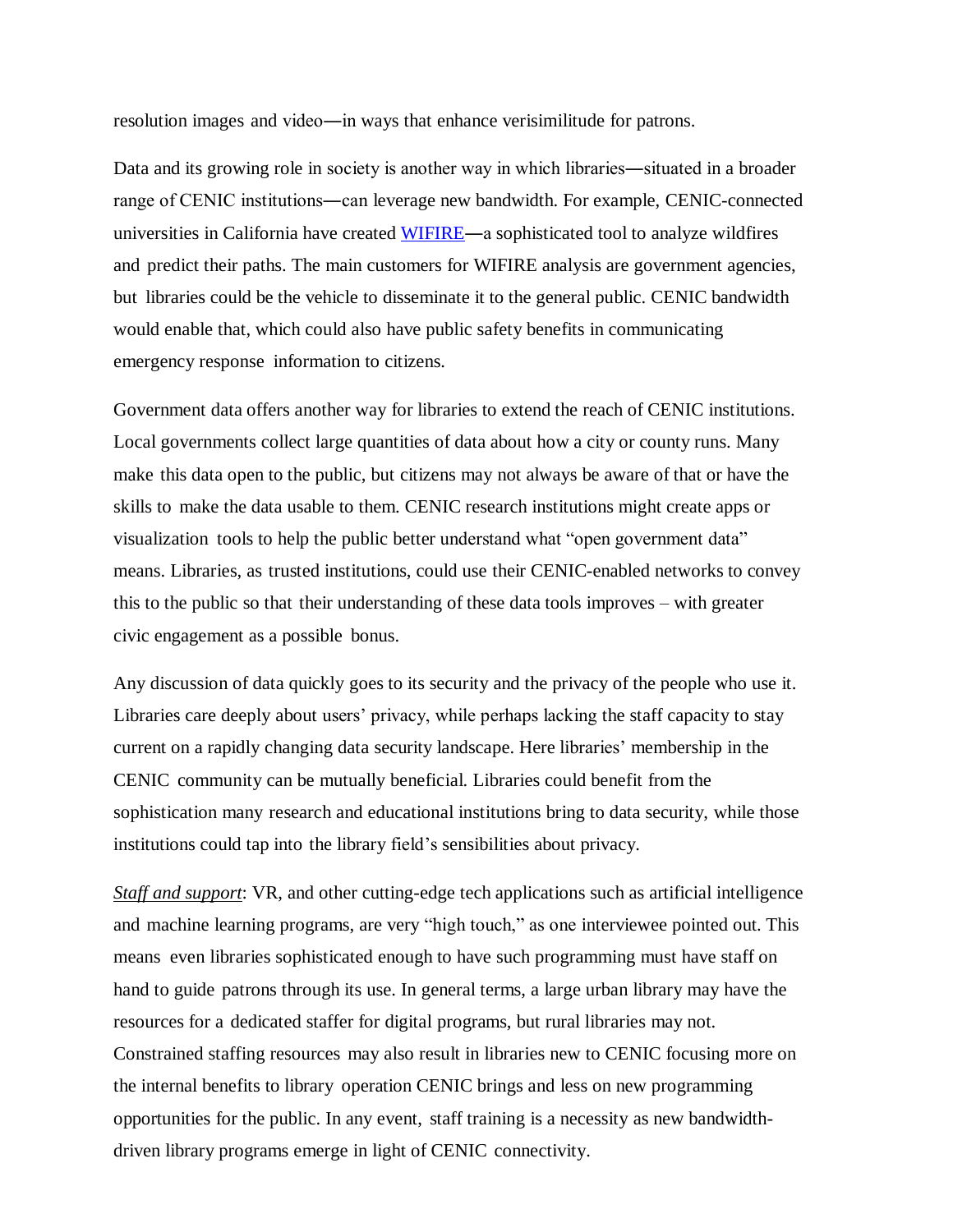resolution images and video—in ways that enhance verisimilitude for patrons.

Data and its growing role in society is another way in which libraries—situated in a broader range of CENIC institutions—can leverage new bandwidth. For example, CENIC-connected universities in California have created WIFIRE—a sophisticated tool to analyze wildfires and predict their paths. The main customers for WIFIRE analysis are government agencies, but libraries could be the vehicle to disseminate it to the general public. CENIC bandwidth would enable that, which could also have public safety benefits in communicating emergency response information to citizens.

Government data offers another way for libraries to extend the reach of CENIC institutions. Local governments collect large quantities of data about how a city or county runs. Many make this data open to the public, but citizens may not always be aware of that or have the skills to make the data usable to them. CENIC research institutions might create apps or visualization tools to help the public better understand what "open government data" means. Libraries, as trusted institutions, could use their CENIC-enabled networks to convey this to the public so that their understanding of these data tools improves – with greater civic engagement as a possible bonus.

Any discussion of data quickly goes to its security and the privacy of the people who use it. Libraries care deeply about users' privacy, while perhaps lacking the staff capacity to stay current on a rapidly changing data security landscape. Here libraries' membership in the CENIC community can be mutually beneficial. Libraries could benefit from the sophistication many research and educational institutions bring to data security, while those institutions could tap into the library field's sensibilities about privacy.

*Staff and support*: VR, and other cutting-edge tech applications such as artificial intelligence and machine learning programs, are very "high touch," as one interviewee pointed out. This means even libraries sophisticated enough to have such programming must have staff on hand to guide patrons through its use. In general terms, a large urban library may have the resources for a dedicated staffer for digital programs, but rural libraries may not. Constrained staffing resources may also result in libraries new to CENIC focusing more on the internal benefits to library operation CENIC brings and less on new programming opportunities for the public. In any event, staff training is a necessity as new bandwidth-driven library programs emerge in light of CENIC connectivity.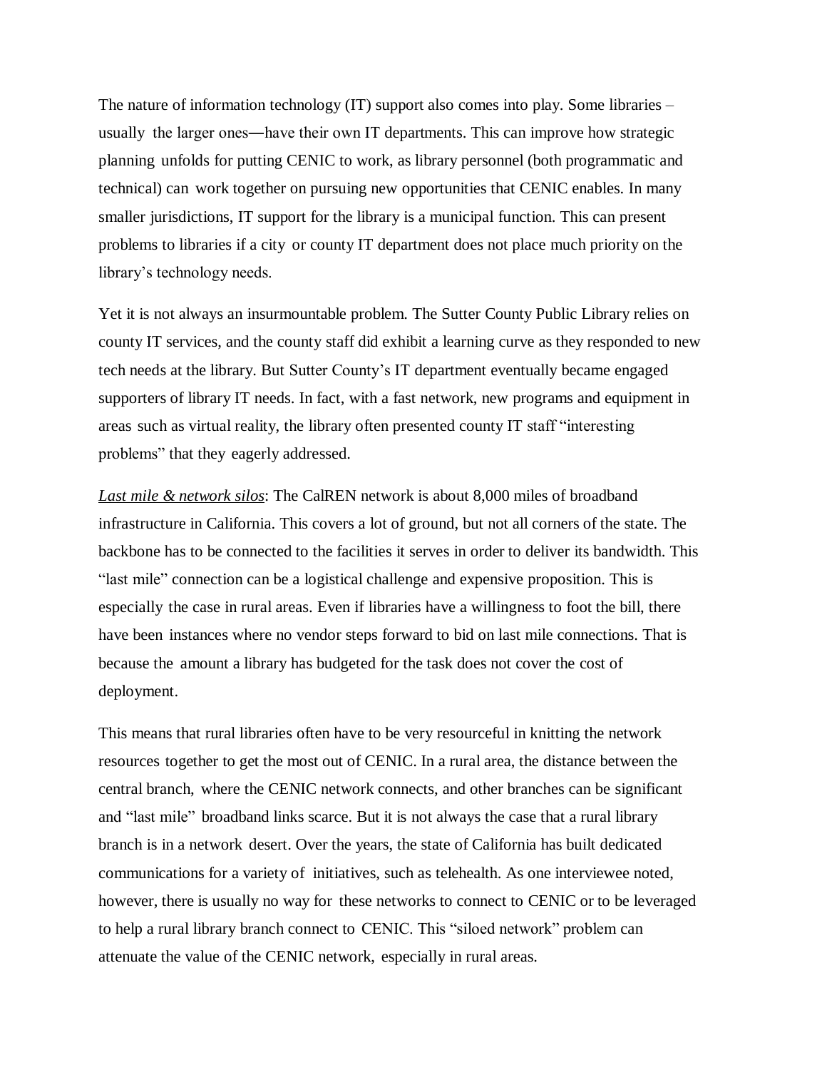The nature of information technology (IT) support also comes into play. Some libraries – usually the larger ones—have their own IT departments. This can improve how strategic planning unfolds for putting CENIC to work, as library personnel (both programmatic and technical) can work together on pursuing new opportunities that CENIC enables. In many smaller jurisdictions, IT support for the library is a municipal function. This can present problems to libraries if a city or county IT department does not place much priority on the library's technology needs.

Yet it is not always an insurmountable problem. The Sutter County Public Library relies on county IT services, and the county staff did exhibit a learning curve as they responded to new tech needs at the library. But Sutter County's IT department eventually became engaged supporters of library IT needs. In fact, with a fast network, new programs and equipment in areas such as virtual reality, the library often presented county IT staff "interesting problems" that they eagerly addressed.

*Last mile & network silos*: The CalREN network is about 8,000 miles of broadband infrastructure in California. This covers a lot of ground, but not all corners of the state. The backbone has to be connected to the facilities it serves in order to deliver its bandwidth. This "last mile" connection can be a logistical challenge and expensive proposition. This is especially the case in rural areas. Even if libraries have a willingness to foot the bill, there have been instances where no vendor steps forward to bid on last mile connections. That is because the amount a library has budgeted for the task does not cover the cost of deployment.

This means that rural libraries often have to be very resourceful in knitting the network resources together to get the most out of CENIC. In a rural area, the distance between the central branch, where the CENIC network connects, and other branches can be significant and "last mile" broadband links scarce. But it is not always the case that a rural library branch is in a network desert. Over the years, the state of California has built dedicated communications for a variety of initiatives, such as telehealth. As one interviewee noted, however, there is usually no way for these networks to connect to CENIC or to be leveraged to help a rural library branch connect to CENIC. This "siloed network" problem can attenuate the value of the CENIC network, especially in rural areas.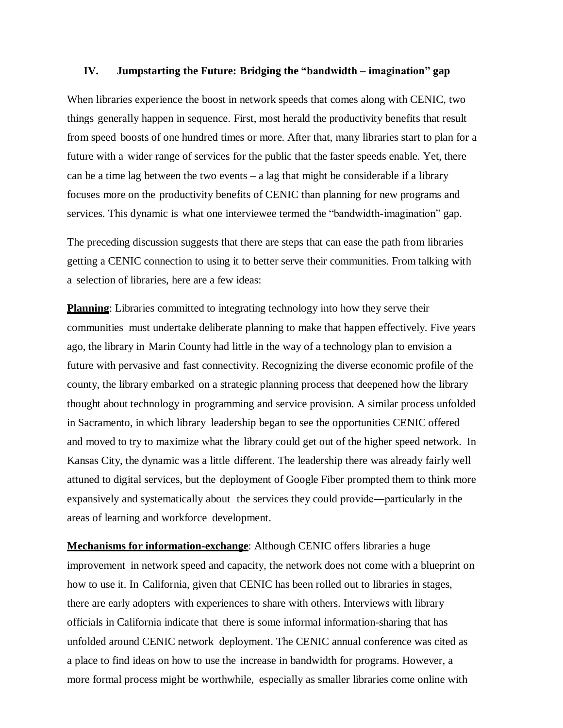## IV. Jumpstarting the Future: Bridging the "bandwidth – imagination" gap

When libraries experience the boost in network speeds that comes along with CENIC, two things generally happen in sequence. First, most herald the productivity benefits that result from speed boosts of one hundred times or more. After that, many libraries start to plan for a future with a wider range of services for the public that the faster speeds enable. Yet, there can be a time lag between the two events – a lag that might be considerable if a library focuses more on the productivity benefits of CENIC than planning for new programs and services. This dynamic is what one interviewee termed the "bandwidth-imagination" gap.

The preceding discussion suggests that there are steps that can ease the path from libraries getting a CENIC connection to using it to better serve their communities. From talking with a selection of libraries, here are a few ideas:

**Planning**: Libraries committed to integrating technology into how they serve their communities must undertake deliberate planning to make that happen effectively. Five years ago, the library in Marin County had little in the way of a technology plan to envision a future with pervasive and fast connectivity. Recognizing the diverse economic profile of the county, the library embarked on a strategic planning process that deepened how the library thought about technology in programming and service provision. A similar process unfolded in Sacramento, in which library leadership began to see the opportunities CENIC offered and moved to try to maximize what the library could get out of the higher speed network. In Kansas City, the dynamic was a little different. The leadership there was already fairly well attuned to digital services, but the deployment of Google Fiber prompted them to think more expansively and systematically about the services they could provide—particularly in the areas of learning and workforce development.

**Mechanisms for information-exchange**: Although CENIC offers libraries a huge improvement in network speed and capacity, the network does not come with a blueprint on how to use it. In California, given that CENIC has been rolled out to libraries in stages, there are early adopters with experiences to share with others. Interviews with library officials in California indicate that there is some informal information-sharing that has unfolded around CENIC network deployment. The CENIC annual conference was cited as a place to find ideas on how to use the increase in bandwidth for programs. However, a more formal process might be worthwhile, especially as smaller libraries come online with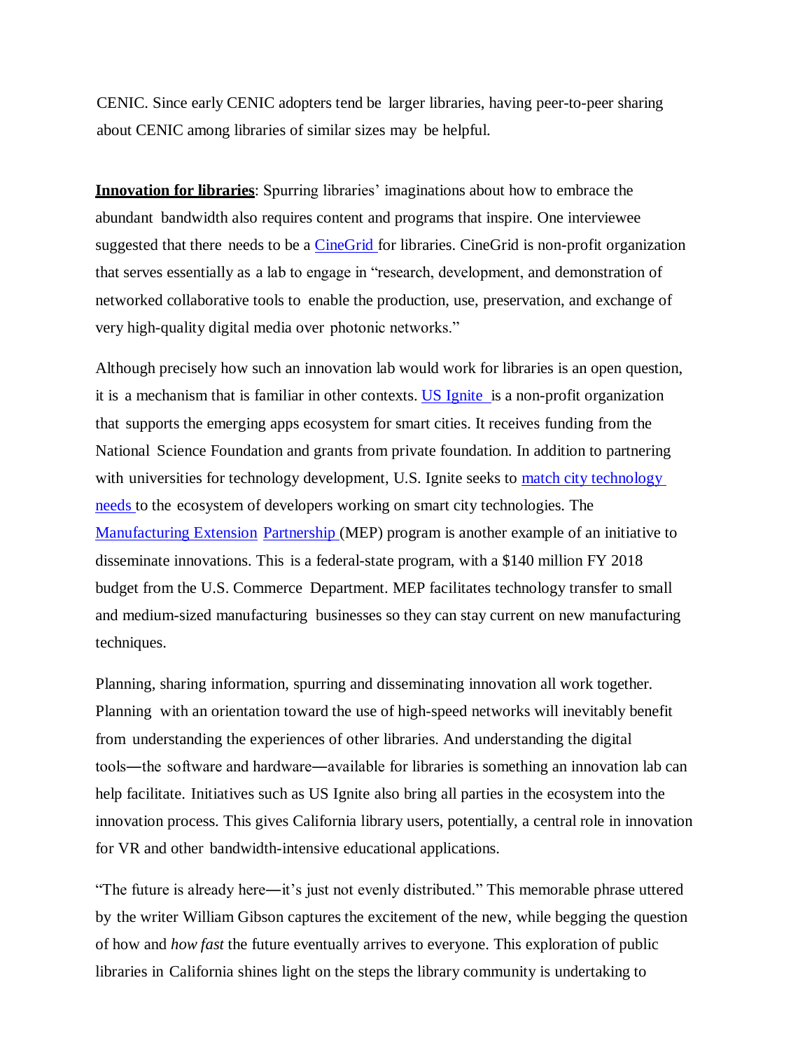CENIC. Since early CENIC adopters tend be larger libraries, having peer-to-peer sharing about CENIC among libraries of similar sizes may be helpful.

**Innovation for libraries**: Spurring libraries' imaginations about how to embrace the abundant bandwidth also requires content and programs that inspire. One interviewee suggested that there needs to be a [CineGrid](#) for libraries. CineGrid is non-profit organization that serves essentially as a lab to engage in "research, development, and demonstration of networked collaborative tools to enable the production, use, preservation, and exchange of very high-quality digital media over photonic networks."

Although precisely how such an innovation lab would work for libraries is an open question, it is a mechanism that is familiar in other contexts. [US Ignite](#) is a non-profit organization that supports the emerging apps ecosystem for smart cities. It receives funding from the National Science Foundation and grants from private foundation. In addition to partnering with universities for technology development, U.S. Ignite seeks to [match city technology needs](#) to the ecosystem of developers working on smart city technologies. The [Manufacturing Extension Partnership](#) (MEP) program is another example of an initiative to disseminate innovations. This is a federal-state program, with a $140 million FY 2018 budget from the U.S. Commerce Department. MEP facilitates technology transfer to small and medium-sized manufacturing businesses so they can stay current on new manufacturing techniques.

Planning, sharing information, spurring and disseminating innovation all work together. Planning with an orientation toward the use of high-speed networks will inevitably benefit from understanding the experiences of other libraries. And understanding the digital tools—the software and hardware—available for libraries is something an innovation lab can help facilitate. Initiatives such as US Ignite also bring all parties in the ecosystem into the innovation process. This gives California library users, potentially, a central role in innovation for VR and other bandwidth-intensive educational applications.

"The future is already here—it's just not evenly distributed." This memorable phrase uttered by the writer William Gibson captures the excitement of the new, while begging the question of how and *how fast* the future eventually arrives to everyone. This exploration of public libraries in California shines light on the steps the library community is undertaking to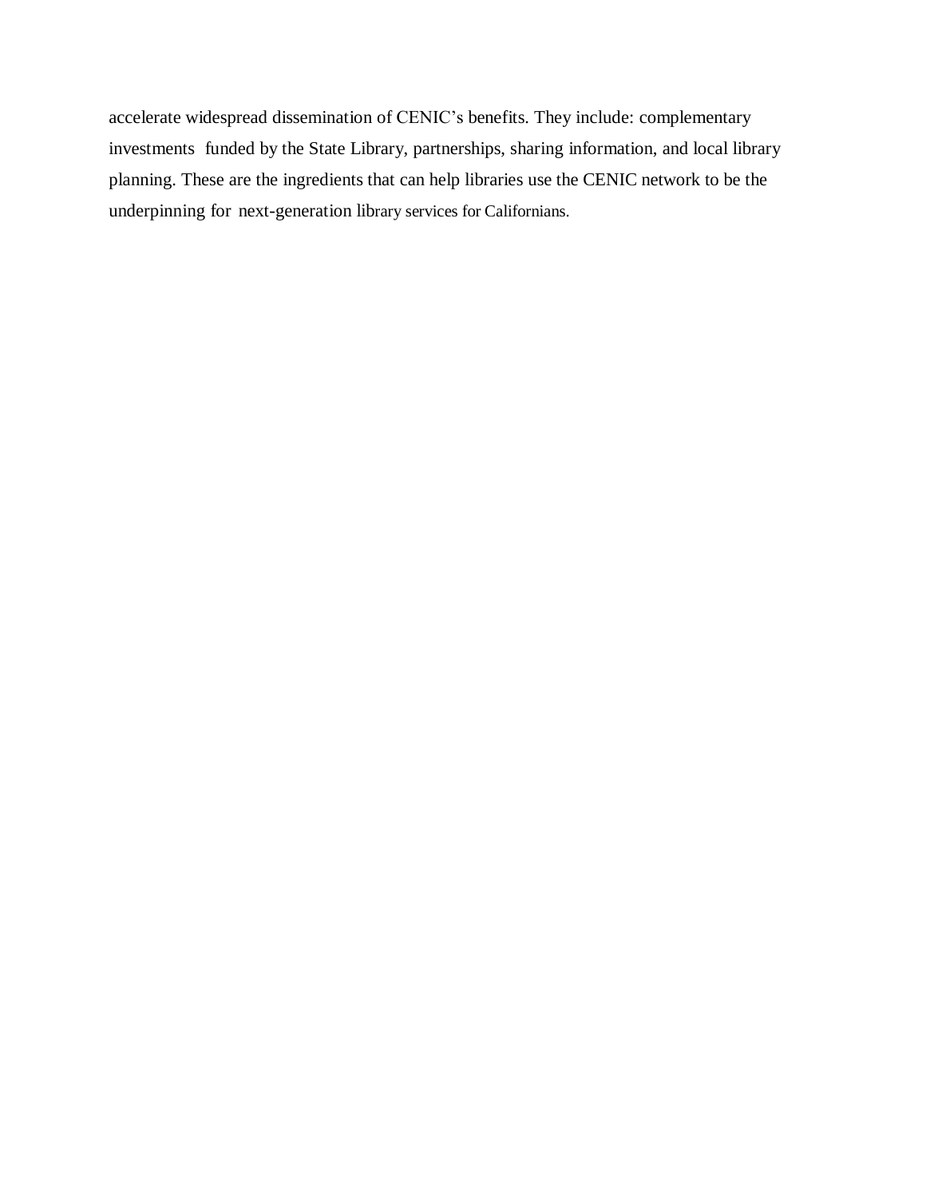accelerate widespread dissemination of CENIC's benefits. They include: complementary investments funded by the State Library, partnerships, sharing information, and local library planning. These are the ingredients that can help libraries use the CENIC network to be the underpinning for next-generation library services for Californians.